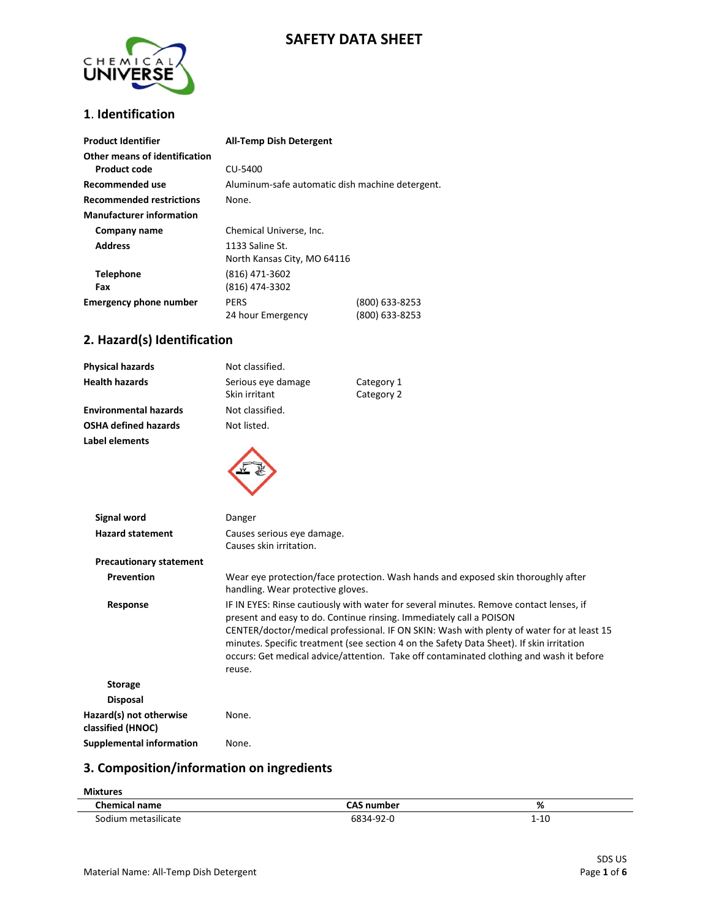# SAFETY DATA SHEET

## 1. Identification

| | | |
|---|---|---|
| **Product Identifier** | **All-Temp Dish Detergent** | |
| **Other means of identification** | | |
| **Product code** | CU-5400 | |
| **Recommended use** | Aluminum-safe automatic dish machine detergent. | |
| **Recommended restrictions** | None. | |
| **Manufacturer information** | | |
| **Company name** | Chemical Universe, Inc. | |
| **Address** | 1133 Saline St.<br>North Kansas City, MO 64116 | |
| **Telephone** | (816) 471-3602 | |
| **Fax** | (816) 474-3302 | |
| **Emergency phone number** | PERS | (800) 633-8253 |
| | 24 hour Emergency | (800) 633-8253 |

## 2. Hazard(s) Identification

| | | |
|---|---|---|
| **Physical hazards** | Not classified. | |
| **Health hazards** | Serious eye damage | Category 1 |
| | Skin irritant | Category 2 |
| **Environmental hazards** | Not classified. | |
| **OSHA defined hazards** | Not listed. | |

**Label elements**

**Signal word** Danger

**Hazard statement** Causes serious eye damage. Causes skin irritation.

**Precautionary statement**

**Prevention** Wear eye protection/face protection. Wash hands and exposed skin thoroughly after handling. Wear protective gloves.

**Response** IF IN EYES: Rinse cautiously with water for several minutes. Remove contact lenses, if present and easy to do. Continue rinsing. Immediately call a POISON CENTER/doctor/medical professional. IF ON SKIN: Wash with plenty of water for at least 15 minutes. Specific treatment (see section 4 on the Safety Data Sheet). If skin irritation occurs: Get medical advice/attention. Take off contaminated clothing and wash it before reuse.

**Storage**

**Disposal**

**Hazard(s) not otherwise classified (HNOC)** None.

**Supplemental information** None.

## 3. Composition/information on ingredients

**Mixtures**

| Chemical name | CAS number | % |
|---|---|---|
| Sodium metasilicate | 6834-92-0 | 1-10 |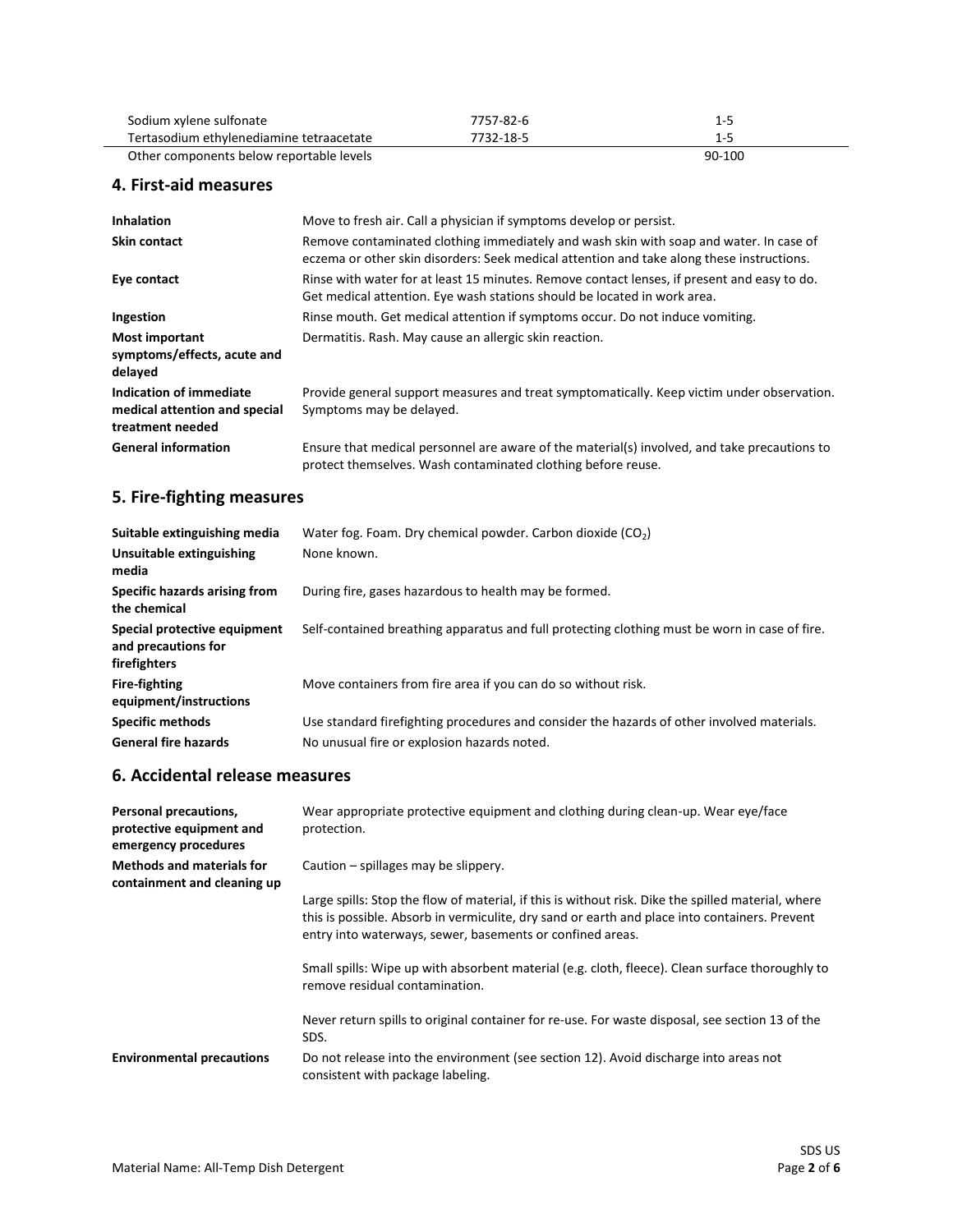| | | |
|---|---|---|
| Sodium xylene sulfonate | 7757-82-6 | 1-5 |
| Tertasodium ethylenediamine tetraacetate | 7732-18-5 | 1-5 |
| Other components below reportable levels | | 90-100 |

## 4. First-aid measures

| | |
|---|---|
| **Inhalation** | Move to fresh air. Call a physician if symptoms develop or persist. |
| **Skin contact** | Remove contaminated clothing immediately and wash skin with soap and water. In case of eczema or other skin disorders: Seek medical attention and take along these instructions. |
| **Eye contact** | Rinse with water for at least 15 minutes. Remove contact lenses, if present and easy to do. Get medical attention. Eye wash stations should be located in work area. |
| **Ingestion** | Rinse mouth. Get medical attention if symptoms occur. Do not induce vomiting. |
| **Most important symptoms/effects, acute and delayed** | Dermatitis. Rash. May cause an allergic skin reaction. |
| **Indication of immediate medical attention and special treatment needed** | Provide general support measures and treat symptomatically. Keep victim under observation. Symptoms may be delayed. |
| **General information** | Ensure that medical personnel are aware of the material(s) involved, and take precautions to protect themselves. Wash contaminated clothing before reuse. |

## 5. Fire-fighting measures

| | |
|---|---|
| **Suitable extinguishing media** | Water fog. Foam. Dry chemical powder. Carbon dioxide ($CO_2$) |
| **Unsuitable extinguishing media** | None known. |
| **Specific hazards arising from the chemical** | During fire, gases hazardous to health may be formed. |
| **Special protective equipment and precautions for firefighters** | Self-contained breathing apparatus and full protecting clothing must be worn in case of fire. |
| **Fire-fighting equipment/instructions** | Move containers from fire area if you can do so without risk. |
| **Specific methods** | Use standard firefighting procedures and consider the hazards of other involved materials. |
| **General fire hazards** | No unusual fire or explosion hazards noted. |

## 6. Accidental release measures

| | |
|---|---|
| **Personal precautions, protective equipment and emergency procedures** | Wear appropriate protective equipment and clothing during clean-up. Wear eye/face protection. |
| **Methods and materials for containment and cleaning up** | Caution – spillages may be slippery.<br><br>Large spills: Stop the flow of material, if this is without risk. Dike the spilled material, where this is possible. Absorb in vermiculite, dry sand or earth and place into containers. Prevent entry into waterways, sewer, basements or confined areas.<br><br>Small spills: Wipe up with absorbent material (e.g. cloth, fleece). Clean surface thoroughly to remove residual contamination.<br><br>Never return spills to original container for re-use. For waste disposal, see section 13 of the SDS. |
| **Environmental precautions** | Do not release into the environment (see section 12). Avoid discharge into areas not consistent with package labeling. |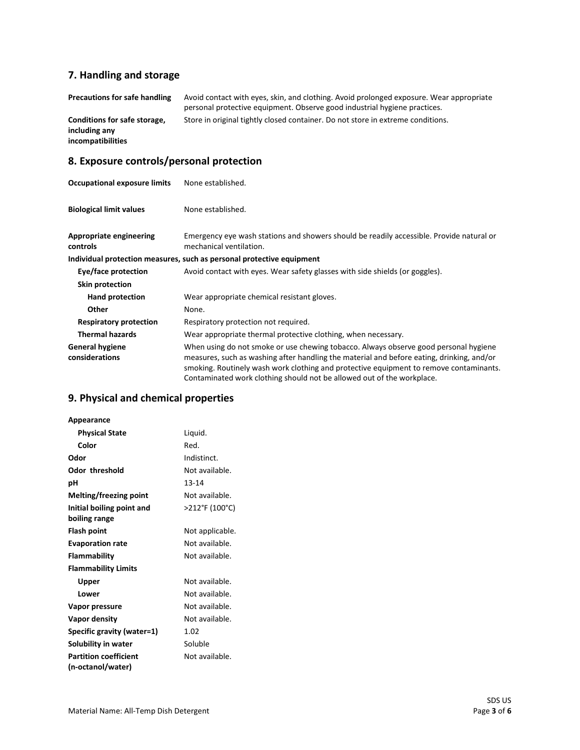## 7. Handling and storage

| | |
|---|---|
| **Precautions for safe handling** | Avoid contact with eyes, skin, and clothing. Avoid prolonged exposure. Wear appropriate personal protective equipment. Observe good industrial hygiene practices. |
| **Conditions for safe storage, including any incompatibilities** | Store in original tightly closed container. Do not store in extreme conditions. |

## 8. Exposure controls/personal protection

| | |
|---|---|
| **Occupational exposure limits** | None established. |
| **Biological limit values** | None established. |
| **Appropriate engineering controls** | Emergency eye wash stations and showers should be readily accessible. Provide natural or mechanical ventilation. |

**Individual protection measures, such as personal protective equipment**

| | |
|---|---|
| **Eye/face protection** | Avoid contact with eyes. Wear safety glasses with side shields (or goggles). |
| **Skin protection** | |
| **Hand protection** | Wear appropriate chemical resistant gloves. |
| **Other** | None. |
| **Respiratory protection** | Respiratory protection not required. |
| **Thermal hazards** | Wear appropriate thermal protective clothing, when necessary. |
| **General hygiene considerations** | When using do not smoke or use chewing tobacco. Always observe good personal hygiene measures, such as washing after handling the material and before eating, drinking, and/or smoking. Routinely wash work clothing and protective equipment to remove contaminants. Contaminated work clothing should not be allowed out of the workplace. |

## 9. Physical and chemical properties

| | |
|---|---|
| **Appearance** | |
| **Physical State** | Liquid. |
| **Color** | Red. |
| **Odor** | Indistinct. |
| **Odor threshold** | Not available. |
| **pH** | 13-14 |
| **Melting/freezing point** | Not available. |
| **Initial boiling point and boiling range** | >212°F (100°C) |
| **Flash point** | Not applicable. |
| **Evaporation rate** | Not available. |
| **Flammability** | Not available. |
| **Flammability Limits** | |
| **Upper** | Not available. |
| **Lower** | Not available. |
| **Vapor pressure** | Not available. |
| **Vapor density** | Not available. |
| **Specific gravity (water=1)** | 1.02 |
| **Solubility in water** | Soluble |
| **Partition coefficient (n-octanol/water)** | Not available. |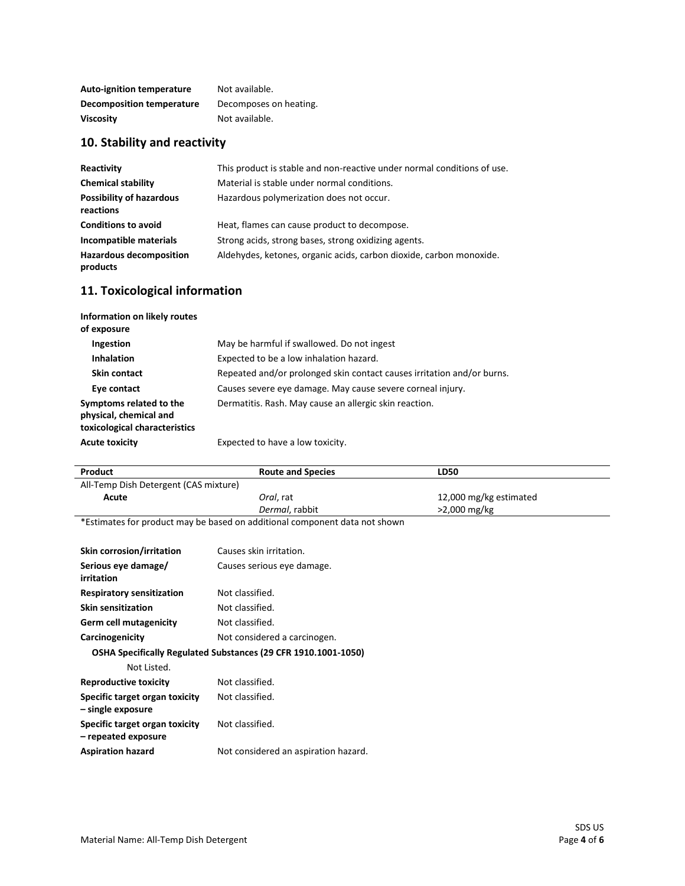| | |
|---|---|
| **Auto-ignition temperature** | Not available. |
| **Decomposition temperature** | Decomposes on heating. |
| **Viscosity** | Not available. |

## 10. Stability and reactivity

| | |
|---|---|
| **Reactivity** | This product is stable and non-reactive under normal conditions of use. |
| **Chemical stability** | Material is stable under normal conditions. |
| **Possibility of hazardous reactions** | Hazardous polymerization does not occur. |
| **Conditions to avoid** | Heat, flames can cause product to decompose. |
| **Incompatible materials** | Strong acids, strong bases, strong oxidizing agents. |
| **Hazardous decomposition products** | Aldehydes, ketones, organic acids, carbon dioxide, carbon monoxide. |

## 11. Toxicological information

**Information on likely routes of exposure**

| | |
|---|---|
| **Ingestion** | May be harmful if swallowed. Do not ingest |
| **Inhalation** | Expected to be a low inhalation hazard. |
| **Skin contact** | Repeated and/or prolonged skin contact causes irritation and/or burns. |
| **Eye contact** | Causes severe eye damage. May cause severe corneal injury. |
| **Symptoms related to the physical, chemical and toxicological characteristics** | Dermatitis. Rash. May cause an allergic skin reaction. |
| **Acute toxicity** | Expected to have a low toxicity. |

| Product | Route and Species | LD50 |
|---|---|---|
| All-Temp Dish Detergent (CAS mixture) | | |
| **Acute** | *Oral*, rat | 12,000 mg/kg estimated |
| | *Dermal*, rabbit | >2,000 mg/kg |

*Estimates for product may be based on additional component data not shown

| | |
|---|---|
| **Skin corrosion/irritation** | Causes skin irritation. |
| **Serious eye damage/ irritation** | Causes serious eye damage. |
| **Respiratory sensitization** | Not classified. |
| **Skin sensitization** | Not classified. |
| **Germ cell mutagenicity** | Not classified. |
| **Carcinogenicity** | Not considered a carcinogen. |

**OSHA Specifically Regulated Substances (29 CFR 1910.1001-1050)**

Not Listed.

| | |
|---|---|
| **Reproductive toxicity** | Not classified. |
| **Specific target organ toxicity – single exposure** | Not classified. |
| **Specific target organ toxicity – repeated exposure** | Not classified. |
| **Aspiration hazard** | Not considered an aspiration hazard. |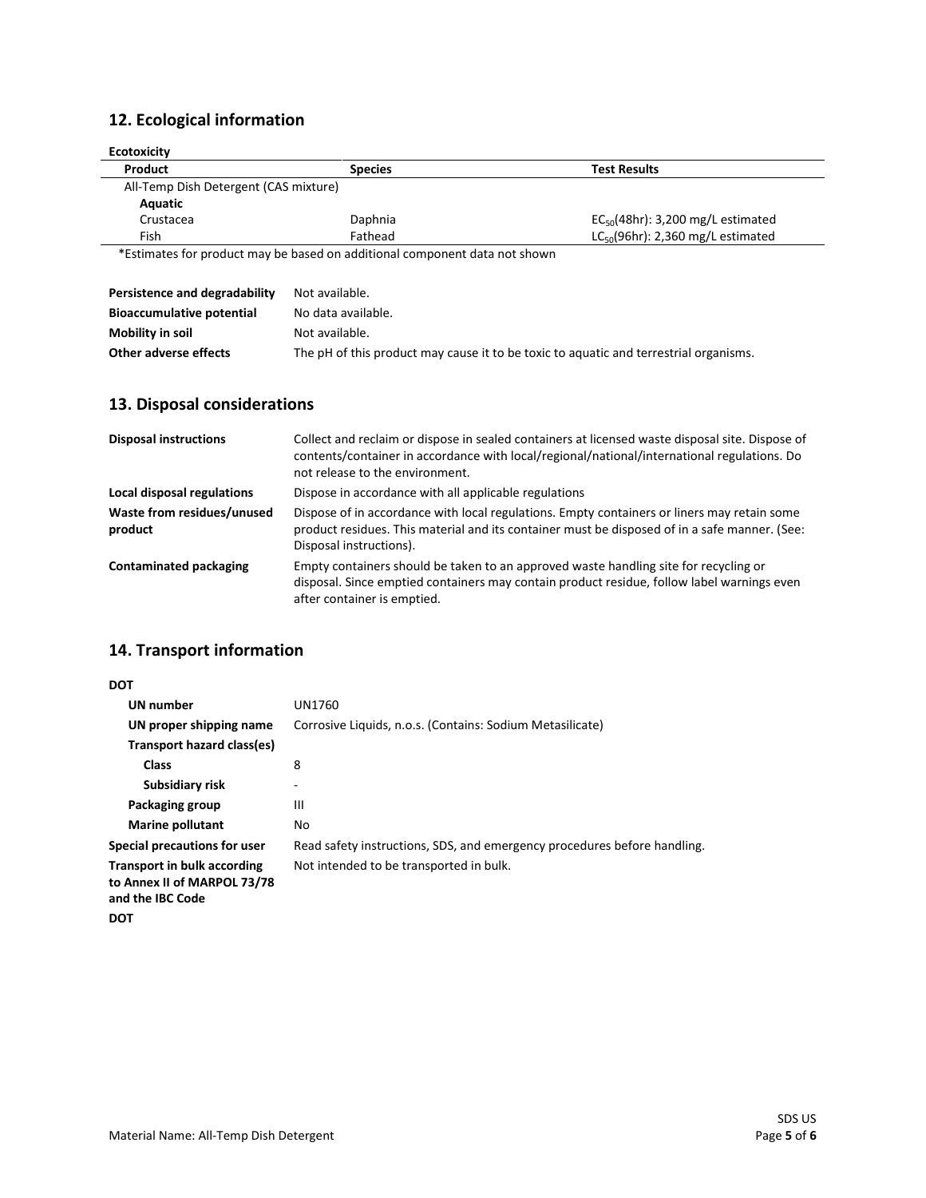## 12. Ecological information

**Ecotoxicity**

| Product | Species | Test Results |
|---|---|---|
| All-Temp Dish Detergent (CAS mixture) | | |
| **Aquatic** | | |
| Crustacea | Daphnia | $EC_{50}$(48hr): 3,200 mg/L estimated |
| Fish | Fathead | $LC_{50}$(96hr): 2,360 mg/L estimated |

*Estimates for product may be based on additional component data not shown

| | |
|---|---|
| **Persistence and degradability** | Not available. |
| **Bioaccumulative potential** | No data available. |
| **Mobility in soil** | Not available. |
| **Other adverse effects** | The pH of this product may cause it to be toxic to aquatic and terrestrial organisms. |

## 13. Disposal considerations

| | |
|---|---|
| **Disposal instructions** | Collect and reclaim or dispose in sealed containers at licensed waste disposal site. Dispose of contents/container in accordance with local/regional/national/international regulations. Do not release to the environment. |
| **Local disposal regulations** | Dispose in accordance with all applicable regulations |
| **Waste from residues/unused product** | Dispose of in accordance with local regulations. Empty containers or liners may retain some product residues. This material and its container must be disposed of in a safe manner. (See: Disposal instructions). |
| **Contaminated packaging** | Empty containers should be taken to an approved waste handling site for recycling or disposal. Since emptied containers may contain product residue, follow label warnings even after container is emptied. |

## 14. Transport information

**DOT**

| | |
|---|---|
| **UN number** | UN1760 |
| **UN proper shipping name** | Corrosive Liquids, n.o.s. (Contains: Sodium Metasilicate) |
| **Transport hazard class(es)** | |
| **Class** | 8 |
| **Subsidiary risk** | - |
| **Packaging group** | III |
| **Marine pollutant** | No |
| **Special precautions for user** | Read safety instructions, SDS, and emergency procedures before handling. |
| **Transport in bulk according to Annex II of MARPOL 73/78 and the IBC Code** | Not intended to be transported in bulk. |

**DOT**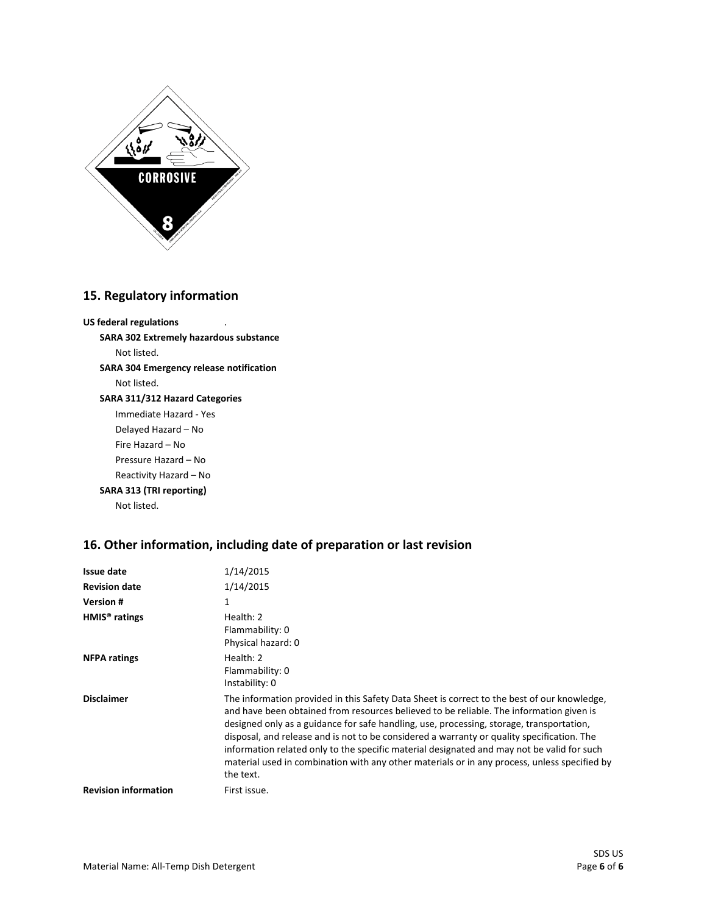CORROSIVE

8

## 15. Regulatory information

**US federal regulations** .

**SARA 302 Extremely hazardous substance**

Not listed.

**SARA 304 Emergency release notification**

Not listed.

**SARA 311/312 Hazard Categories**

Immediate Hazard - Yes

Delayed Hazard – No

Fire Hazard – No

Pressure Hazard – No

Reactivity Hazard – No

**SARA 313 (TRI reporting)**

Not listed.

## 16. Other information, including date of preparation or last revision

| | |
|---|---|
| **Issue date** | 1/14/2015 |
| **Revision date** | 1/14/2015 |
| **Version #** | 1 |
| **HMIS® ratings** | Health: 2<br>Flammability: 0<br>Physical hazard: 0 |
| **NFPA ratings** | Health: 2<br>Flammability: 0<br>Instability: 0 |
| **Disclaimer** | The information provided in this Safety Data Sheet is correct to the best of our knowledge, and have been obtained from resources believed to be reliable. The information given is designed only as a guidance for safe handling, use, processing, storage, transportation, disposal, and release and is not to be considered a warranty or quality specification. The information related only to the specific material designated and may not be valid for such material used in combination with any other materials or in any process, unless specified by the text. |
| **Revision information** | First issue. |

Material Name: All-Temp Dish Detergent